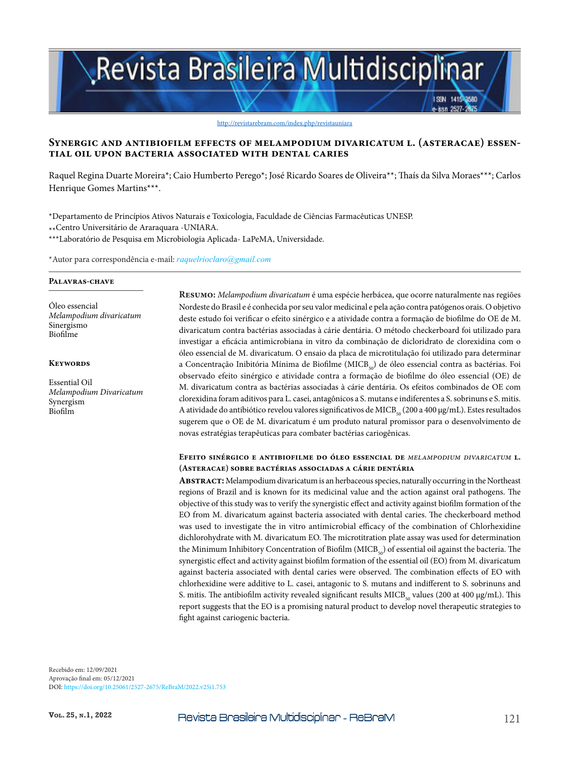http://revistarebram.com/index.php/revistauniara

# Synergic and antibiofilm effects of Melampodium divaricatum L. (Asteraceae) essential oil upon bacteria associated with dental caries

Raquel Regina Duarte Moreira*; Caio Humberto Perego*; José Ricardo Soares de Oliveira**; Thaís da Silva Moraes***; Carlos Henrique Gomes Martins***.

*Departamento de Princípios Ativos Naturais e Toxicologia, Faculdade de Ciências Farmacêuticas UNESP.
**Centro Universitário de Araraquara -UNIARA.
***Laboratório de Pesquisa em Microbiologia Aplicada- LaPeMA, Universidade.

*Autor para correspondência e-mail: *raquelrioclaro@gmail.com*

**Palavras-chave**

Óleo essencial
*Melampodium divaricatum*
Sinergismo
Biofilme

**Keywords**

Essential Oil
*Melampodium Divaricatum*
Synergism
Biofilm

**Resumo:** *Melampodium divaricatum* é uma espécie herbácea, que ocorre naturalmente nas regiões Nordeste do Brasil e é conhecida por seu valor medicinal e pela ação contra patógenos orais. O objetivo deste estudo foi verificar o efeito sinérgico e a atividade contra a formação de biofilme do OE de M. divaricatum contra bactérias associadas à cárie dentária. O método checkerboard foi utilizado para investigar a eficácia antimicrobiana in vitro da combinação de dicloridrato de clorexidina com o óleo essencial de M. divaricatum. O ensaio da placa de microtitulação foi utilizado para determinar a Concentração Inibitória Mínima de Biofilme ($MICB_{50}$) de óleo essencial contra as bactérias. Foi observado efeito sinérgico e atividade contra a formação de biofilme do óleo essencial (OE) de M. divaricatum contra as bactérias associadas à cárie dentária. Os efeitos combinados de OE com clorexidina foram aditivos para L. casei, antagônicos a S. mutans e indiferentes a S. sobrinuns e S. mitis. A atividade do antibiótico revelou valores significativos de $MICB_{50}$ (200 a 400 µg/mL). Estes resultados sugerem que o OE de M. divaricatum é um produto natural promissor para o desenvolvimento de novas estratégias terapêuticas para combater bactérias cariogênicas.

## Efeito sinérgico e antibiofilme do óleo essencial de *Melampodium divaricatum* L. (Asteraceae) sobre bactérias associadas a cárie dentária

**Abstract:** Melampodium divaricatum is an herbaceous species, naturally occurring in the Northeast regions of Brazil and is known for its medicinal value and the action against oral pathogens. The objective of this study was to verify the synergistic effect and activity against biofilm formation of the EO from M. divaricatum against bacteria associated with dental caries. The checkerboard method was used to investigate the in vitro antimicrobial efficacy of the combination of Chlorhexidine dichlorohydrate with M. divaricatum EO. The microtitration plate assay was used for determination the Minimum Inhibitory Concentration of Biofilm ($MICB_{50}$) of essential oil against the bacteria. The synergistic effect and activity against biofilm formation of the essential oil (EO) from M. divaricatum against bacteria associated with dental caries were observed. The combination effects of EO with chlorhexidine were additive to L. casei, antagonic to S. mutans and indifferent to S. sobrinuns and S. mitis. The antibiofilm activity revealed significant results $MICB_{50}$ values (200 at 400 µg/mL). This report suggests that the EO is a promising natural product to develop novel therapeutic strategies to fight against cariogenic bacteria.

Recebido em: 12/09/2021
Aprovação final em: 05/12/2021
DOI: https://doi.org/10.25061/2527-2675/ReBraM/2022.v25i1.753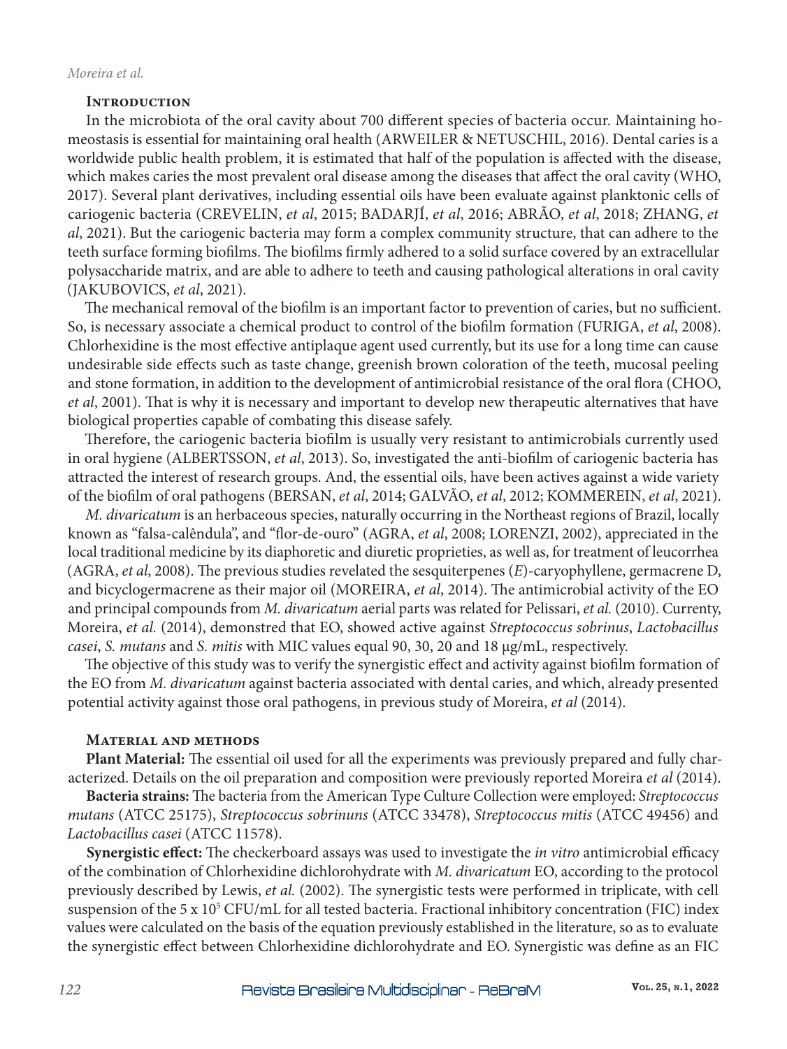## Introduction

In the microbiota of the oral cavity about 700 different species of bacteria occur. Maintaining homeostasis is essential for maintaining oral health (ARWEILER & NETUSCHIL, 2016). Dental caries is a worldwide public health problem, it is estimated that half of the population is affected with the disease, which makes caries the most prevalent oral disease among the diseases that affect the oral cavity (WHO, 2017). Several plant derivatives, including essential oils have been evaluate against planktonic cells of cariogenic bacteria (CREVELIN, *et al*, 2015; BADARJÍ, *et al*, 2016; ABRÃO, *et al*, 2018; ZHANG, *et al*, 2021). But the cariogenic bacteria may form a complex community structure, that can adhere to the teeth surface forming biofilms. The biofilms firmly adhered to a solid surface covered by an extracellular polysaccharide matrix, and are able to adhere to teeth and causing pathological alterations in oral cavity (JAKUBOVICS, *et al*, 2021).

The mechanical removal of the biofilm is an important factor to prevention of caries, but no sufficient. So, is necessary associate a chemical product to control of the biofilm formation (FURIGA, *et al*, 2008). Chlorhexidine is the most effective antiplaque agent used currently, but its use for a long time can cause undesirable side effects such as taste change, greenish brown coloration of the teeth, mucosal peeling and stone formation, in addition to the development of antimicrobial resistance of the oral flora (CHOO, *et al*, 2001). That is why it is necessary and important to develop new therapeutic alternatives that have biological properties capable of combating this disease safely.

Therefore, the cariogenic bacteria biofilm is usually very resistant to antimicrobials currently used in oral hygiene (ALBERTSSON, *et al*, 2013). So, investigated the anti-biofilm of cariogenic bacteria has attracted the interest of research groups. And, the essential oils, have been actives against a wide variety of the biofilm of oral pathogens (BERSAN, *et al*, 2014; GALVÃO, *et al*, 2012; KOMMEREIN, *et al*, 2021).

*M. divaricatum* is an herbaceous species, naturally occurring in the Northeast regions of Brazil, locally known as "falsa-calêndula", and "flor-de-ouro" (AGRA, *et al*, 2008; LORENZI, 2002), appreciated in the local traditional medicine by its diaphoretic and diuretic proprieties, as well as, for treatment of leucorrhea (AGRA, *et al*, 2008). The previous studies revelated the sesquiterpenes (*E*)-caryophyllene, germacrene D, and bicyclogermacrene as their major oil (MOREIRA, *et al*, 2014). The antimicrobial activity of the EO and principal compounds from *M. divaricatum* aerial parts was related for Pelissari, *et al.* (2010). Currenty, Moreira, *et al.* (2014), demonstred that EO, showed active against *Streptococcus sobrinus*, *Lactobacillus casei*, *S. mutans* and *S. mitis* with MIC values equal 90, 30, 20 and 18 µg/mL, respectively.

The objective of this study was to verify the synergistic effect and activity against biofilm formation of the EO from *M. divaricatum* against bacteria associated with dental caries, and which, already presented potential activity against those oral pathogens, in previous study of Moreira, *et al* (2014).

## Material and methods

**Plant Material:** The essential oil used for all the experiments was previously prepared and fully characterized. Details on the oil preparation and composition were previously reported Moreira *et al* (2014).

**Bacteria strains:** The bacteria from the American Type Culture Collection were employed: *Streptococcus mutans* (ATCC 25175), *Streptococcus sobrinuns* (ATCC 33478), *Streptococcus mitis* (ATCC 49456) and *Lactobacillus casei* (ATCC 11578).

**Synergistic effect:** The checkerboard assays was used to investigate the *in vitro* antimicrobial efficacy of the combination of Chlorhexidine dichlorohydrate with *M. divaricatum* EO, according to the protocol previously described by Lewis, *et al.* (2002). The synergistic tests were performed in triplicate, with cell suspension of the $5 \times 10^5$ CFU/mL for all tested bacteria. Fractional inhibitory concentration (FIC) index values were calculated on the basis of the equation previously established in the literature, so as to evaluate the synergistic effect between Chlorhexidine dichlorohydrate and EO. Synergistic was define as an FIC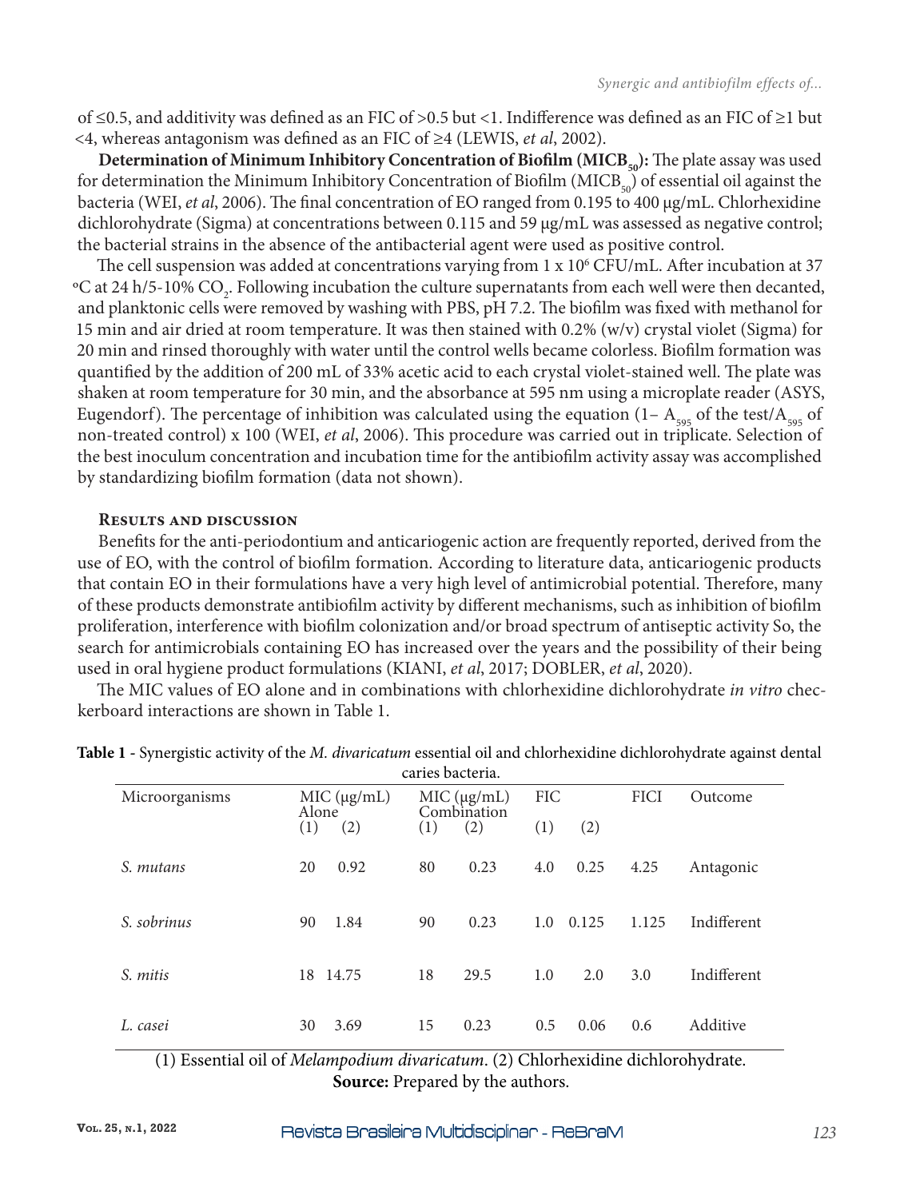of ≤0.5, and additivity was defined as an FIC of >0.5 but <1. Indifference was defined as an FIC of ≥1 but <4, whereas antagonism was defined as an FIC of ≥4 (LEWIS, *et al*, 2002).

**Determination of Minimum Inhibitory Concentration of Biofilm ($MICB_{50}$):** The plate assay was used for determination the Minimum Inhibitory Concentration of Biofilm ($MICB_{50}$) of essential oil against the bacteria (WEI, *et al*, 2006). The final concentration of EO ranged from 0.195 to 400 μg/mL. Chlorhexidine dichlorohydrate (Sigma) at concentrations between 0.115 and 59 μg/mL was assessed as negative control; the bacterial strains in the absence of the antibacterial agent were used as positive control.

The cell suspension was added at concentrations varying from 1 x $10^6$ CFU/mL. After incubation at 37 ºC at 24 h/5-10% $CO_2$. Following incubation the culture supernatants from each well were then decanted, and planktonic cells were removed by washing with PBS, pH 7.2. The biofilm was fixed with methanol for 15 min and air dried at room temperature. It was then stained with 0.2% (w/v) crystal violet (Sigma) for 20 min and rinsed thoroughly with water until the control wells became colorless. Biofilm formation was quantified by the addition of 200 mL of 33% acetic acid to each crystal violet-stained well. The plate was shaken at room temperature for 30 min, and the absorbance at 595 nm using a microplate reader (ASYS, Eugendorf). The percentage of inhibition was calculated using the equation (1– $A_{595}$ of the test/$A_{595}$ of non-treated control) x 100 (WEI, *et al*, 2006). This procedure was carried out in triplicate. Selection of the best inoculum concentration and incubation time for the antibiofilm activity assay was accomplished by standardizing biofilm formation (data not shown).

## Results and discussion

Benefits for the anti-periodontium and anticariogenic action are frequently reported, derived from the use of EO, with the control of biofilm formation. According to literature data, anticariogenic products that contain EO in their formulations have a very high level of antimicrobial potential. Therefore, many of these products demonstrate antibiofilm activity by different mechanisms, such as inhibition of biofilm proliferation, interference with biofilm colonization and/or broad spectrum of antiseptic activity So, the search for antimicrobials containing EO has increased over the years and the possibility of their being used in oral hygiene product formulations (KIANI, *et al*, 2017; DOBLER, *et al*, 2020).

The MIC values of EO alone and in combinations with chlorhexidine dichlorohydrate *in vitro* checkerboard interactions are shown in Table 1.

**Table 1** - Synergistic activity of the *M. divaricatum* essential oil and chlorhexidine dichlorohydrate against dental caries bacteria.

| Microorganisms | MIC (μg/mL) Alone | | MIC (μg/mL) Combination | | FIC | | FICI | Outcome |
|---|---|---|---|---|---|---|---|---|
| | (1) | (2) | (1) | (2) | (1) | (2) | | |
| *S. mutans* | 20 | 0.92 | 80 | 0.23 | 4.0 | 0.25 | 4.25 | Antagonic |
| *S. sobrinus* | 90 | 1.84 | 90 | 0.23 | 1.0 | 0.125 | 1.125 | Indifferent |
| *S. mitis* | 18 | 14.75 | 18 | 29.5 | 1.0 | 2.0 | 3.0 | Indifferent |
| *L. casei* | 30 | 3.69 | 15 | 0.23 | 0.5 | 0.06 | 0.6 | Additive |

(1) Essential oil of *Melampodium divaricatum*. (2) Chlorhexidine dichlorohydrate.
**Source:** Prepared by the authors.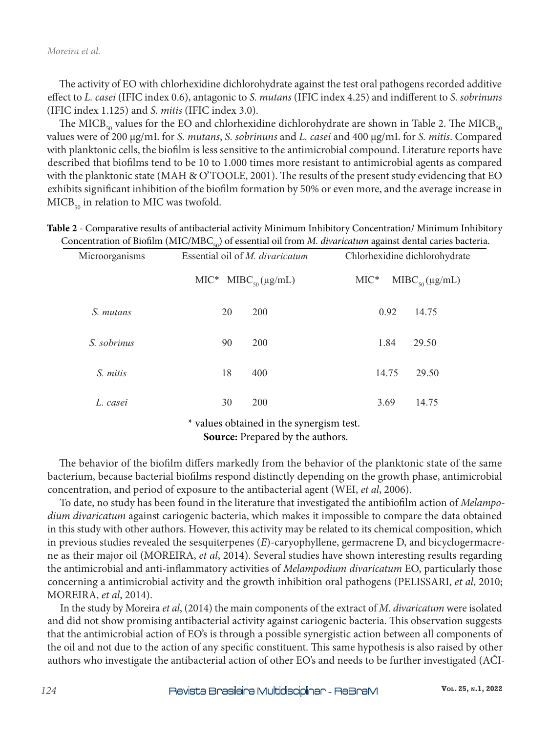The activity of EO with chlorhexidine dichlorohydrate against the test oral pathogens recorded additive effect to *L. casei* (IFIC index 0.6), antagonic to *S. mutans* (IFIC index 4.25) and indifferent to *S. sobrinuns* (IFIC index 1.125) and *S. mitis* (IFIC index 3.0).

The $MICB_{50}$ values for the EO and chlorhexidine dichlorohydrate are shown in Table 2. The $MICB_{50}$ values were of 200 μg/mL for *S. mutans*, *S. sobrinuns* and *L. casei* and 400 μg/mL for *S. mitis*. Compared with planktonic cells, the biofilm is less sensitive to the antimicrobial compound. Literature reports have described that biofilms tend to be 10 to 1.000 times more resistant to antimicrobial agents as compared with the planktonic state (MAH & O'TOOLE, 2001). The results of the present study evidencing that EO exhibits significant inhibition of the biofilm formation by 50% or even more, and the average increase in $MICB_{50}$ in relation to MIC was twofold.

**Table 2** - Comparative results of antibacterial activity Minimum Inhibitory Concentration/ Minimum Inhibitory Concentration of Biofilm ($MIC/MBC_{50}$) of essential oil from *M. divaricatum* against dental caries bacteria.

| Microorganisms | Essential oil of *M. divaricatum* | | Chlorhexidine dichlorohydrate | |
|---|---|---|---|---|
| | MIC* | $MIBC_{50}$ (μg/mL) | MIC* | $MIBC_{50}$ (μg/mL) |
| *S. mutans* | 20 | 200 | 0.92 | 14.75 |
| *S. sobrinus* | 90 | 200 | 1.84 | 29.50 |
| *S. mitis* | 18 | 400 | 14.75 | 29.50 |
| *L. casei* | 30 | 200 | 3.69 | 14.75 |

\* values obtained in the synergism test.

**Source:** Prepared by the authors.

The behavior of the biofilm differs markedly from the behavior of the planktonic state of the same bacterium, because bacterial biofilms respond distinctly depending on the growth phase, antimicrobial concentration, and period of exposure to the antibacterial agent (WEI, *et al*, 2006).

To date, no study has been found in the literature that investigated the antibiofilm action of *Melampodium divaricatum* against cariogenic bacteria, which makes it impossible to compare the data obtained in this study with other authors. However, this activity may be related to its chemical composition, which in previous studies revealed the sesquiterpenes (*E*)-caryophyllene, germacrene D, and bicyclogermacrene as their major oil (MOREIRA, *et al*, 2014). Several studies have shown interesting results regarding the antimicrobial and anti-inflammatory activities of *Melampodium divaricatum* EO, particularly those concerning a antimicrobial activity and the growth inhibition oral pathogens (PELISSARI, *et al*, 2010; MOREIRA, *et al*, 2014).

In the study by Moreira *et al*, (2014) the main components of the extract of *M. divaricatum* were isolated and did not show promising antibacterial activity against cariogenic bacteria. This observation suggests that the antimicrobial action of EO's is through a possible synergistic action between all components of the oil and not due to the action of any specific constituent. This same hypothesis is also raised by other authors who investigate the antibacterial action of other EO's and needs to be further investigated (AĆI-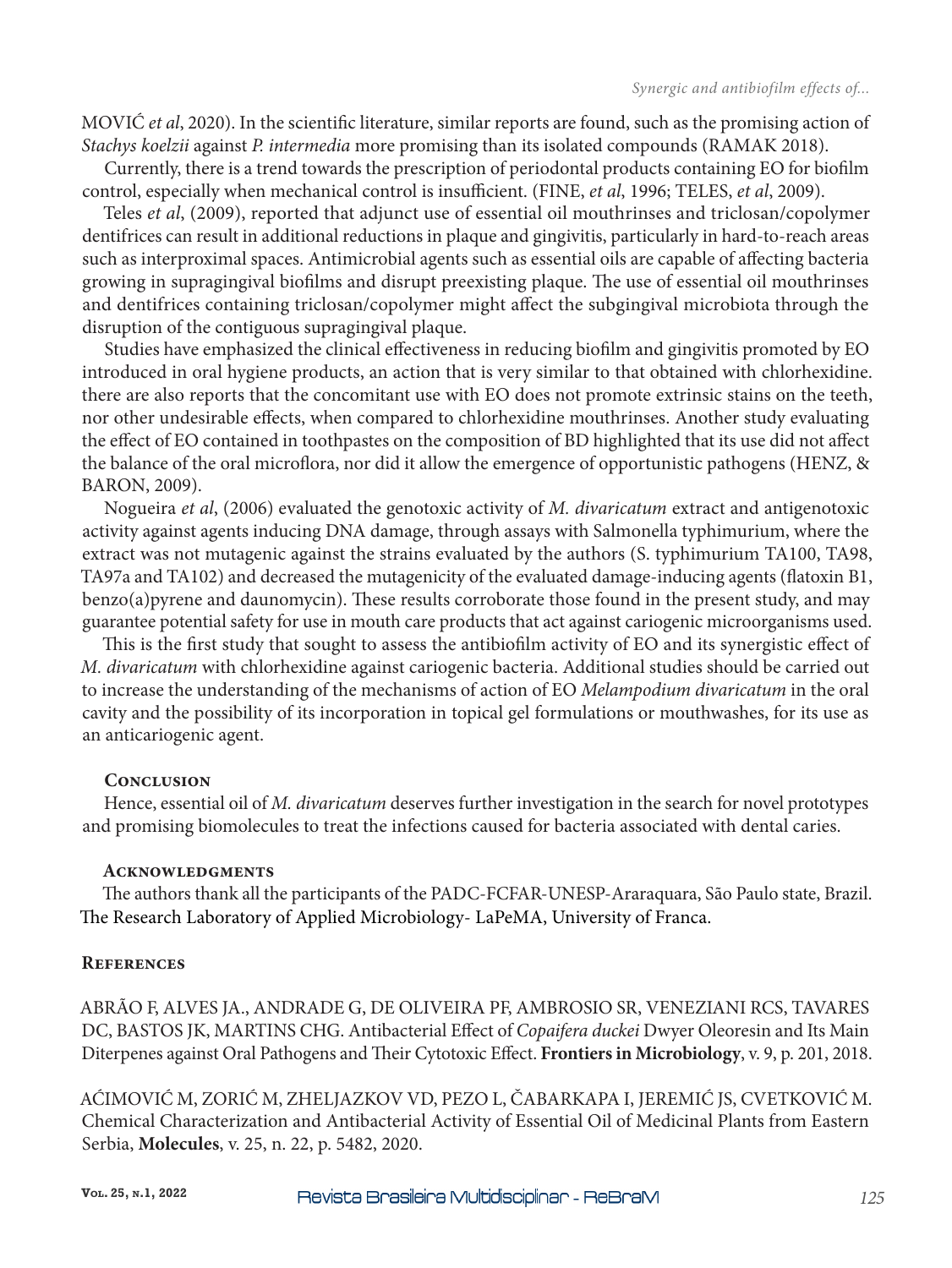MOVIĆ *et al*, 2020). In the scientific literature, similar reports are found, such as the promising action of *Stachys koelzii* against *P. intermedia* more promising than its isolated compounds (RAMAK 2018).

Currently, there is a trend towards the prescription of periodontal products containing EO for biofilm control, especially when mechanical control is insufficient. (FINE, *et al*, 1996; TELES, *et al*, 2009).

Teles *et al*, (2009), reported that adjunct use of essential oil mouthrinses and triclosan/copolymer dentifrices can result in additional reductions in plaque and gingivitis, particularly in hard-to-reach areas such as interproximal spaces. Antimicrobial agents such as essential oils are capable of affecting bacteria growing in supragingival biofilms and disrupt preexisting plaque. The use of essential oil mouthrinses and dentifrices containing triclosan/copolymer might affect the subgingival microbiota through the disruption of the contiguous supragingival plaque.

Studies have emphasized the clinical effectiveness in reducing biofilm and gingivitis promoted by EO introduced in oral hygiene products, an action that is very similar to that obtained with chlorhexidine. there are also reports that the concomitant use with EO does not promote extrinsic stains on the teeth, nor other undesirable effects, when compared to chlorhexidine mouthrinses. Another study evaluating the effect of EO contained in toothpastes on the composition of BD highlighted that its use did not affect the balance of the oral microflora, nor did it allow the emergence of opportunistic pathogens (HENZ, & BARON, 2009).

Nogueira *et al*, (2006) evaluated the genotoxic activity of *M. divaricatum* extract and antigenotoxic activity against agents inducing DNA damage, through assays with Salmonella typhimurium, where the extract was not mutagenic against the strains evaluated by the authors (S. typhimurium TA100, TA98, TA97a and TA102) and decreased the mutagenicity of the evaluated damage-inducing agents (flatoxin B1, benzo(a)pyrene and daunomycin). These results corroborate those found in the present study, and may guarantee potential safety for use in mouth care products that act against cariogenic microorganisms used.

This is the first study that sought to assess the antibiofilm activity of EO and its synergistic effect of *M. divaricatum* with chlorhexidine against cariogenic bacteria. Additional studies should be carried out to increase the understanding of the mechanisms of action of EO *Melampodium divaricatum* in the oral cavity and the possibility of its incorporation in topical gel formulations or mouthwashes, for its use as an anticariogenic agent.

## Conclusion

Hence, essential oil of *M. divaricatum* deserves further investigation in the search for novel prototypes and promising biomolecules to treat the infections caused for bacteria associated with dental caries.

## Acknowledgments

The authors thank all the participants of the PADC-FCFAR-UNESP-Araraquara, São Paulo state, Brazil. The Research Laboratory of Applied Microbiology- LaPeMA, University of Franca.

## References

ABRÃO F, ALVES JA., ANDRADE G, DE OLIVEIRA PF, AMBROSIO SR, VENEZIANI RCS, TAVARES DC, BASTOS JK, MARTINS CHG. Antibacterial Effect of *Copaifera duckei* Dwyer Oleoresin and Its Main Diterpenes against Oral Pathogens and Their Cytotoxic Effect. **Frontiers in Microbiology**, v. 9, p. 201, 2018.

AĆIMOVIĆ M, ZORIĆ M, ZHELJAZKOV VD, PEZO L, ČABARKAPA I, JEREMIĆ JS, CVETKOVIĆ M. Chemical Characterization and Antibacterial Activity of Essential Oil of Medicinal Plants from Eastern Serbia, **Molecules**, v. 25, n. 22, p. 5482, 2020.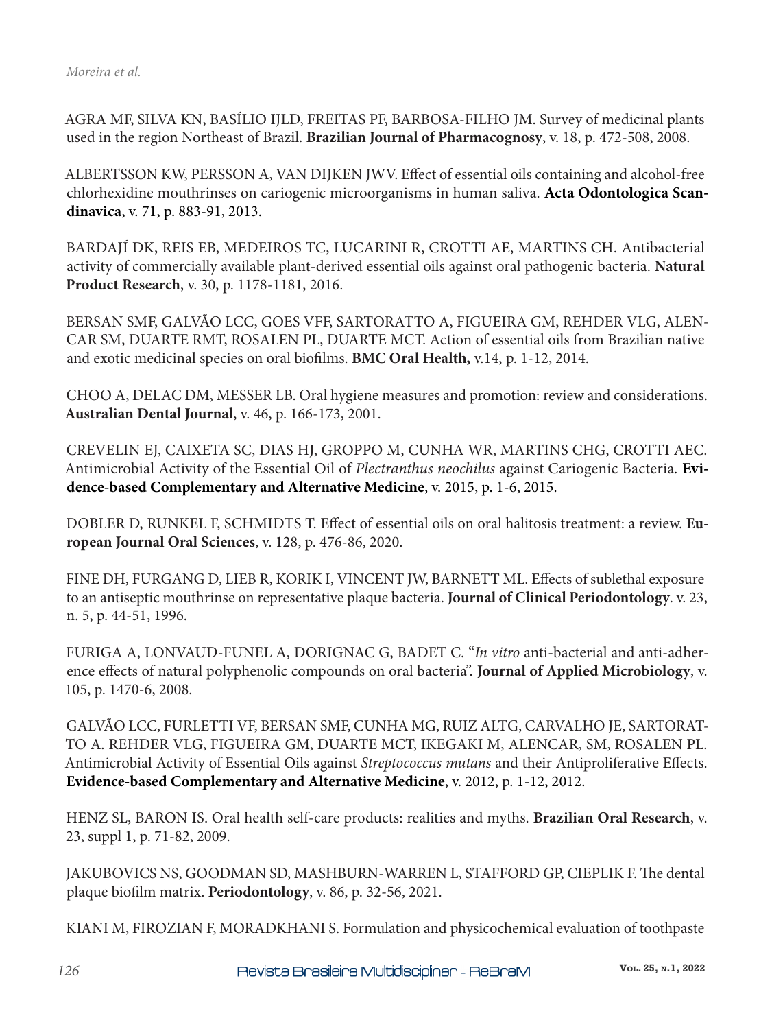AGRA MF, SILVA KN, BASÍLIO IJLD, FREITAS PF, BARBOSA-FILHO JM. Survey of medicinal plants used in the region Northeast of Brazil. **Brazilian Journal of Pharmacognosy**, v. 18, p. 472-508, 2008.

ALBERTSSON KW, PERSSON A, VAN DIJKEN JWV. Effect of essential oils containing and alcohol-free chlorhexidine mouthrinses on cariogenic microorganisms in human saliva. **Acta Odontologica Scandinavica**, v. 71, p. 883-91, 2013.

BARDAJÍ DK, REIS EB, MEDEIROS TC, LUCARINI R, CROTTI AE, MARTINS CH. Antibacterial activity of commercially available plant-derived essential oils against oral pathogenic bacteria. **Natural Product Research**, v. 30, p. 1178-1181, 2016.

BERSAN SMF, GALVÃO LCC, GOES VFF, SARTORATTO A, FIGUEIRA GM, REHDER VLG, ALENCAR SM, DUARTE RMT, ROSALEN PL, DUARTE MCT. Action of essential oils from Brazilian native and exotic medicinal species on oral biofilms. **BMC Oral Health,** v.14, p. 1-12, 2014.

CHOO A, DELAC DM, MESSER LB. Oral hygiene measures and promotion: review and considerations. **Australian Dental Journal**, v. 46, p. 166-173, 2001.

CREVELIN EJ, CAIXETA SC, DIAS HJ, GROPPO M, CUNHA WR, MARTINS CHG, CROTTI AEC. Antimicrobial Activity of the Essential Oil of *Plectranthus neochilus* against Cariogenic Bacteria. **Evidence-based Complementary and Alternative Medicine**, v. 2015, p. 1-6, 2015.

DOBLER D, RUNKEL F, SCHMIDTS T. Effect of essential oils on oral halitosis treatment: a review. **European Journal Oral Sciences**, v. 128, p. 476-86, 2020.

FINE DH, FURGANG D, LIEB R, KORIK I, VINCENT JW, BARNETT ML. Effects of sublethal exposure to an antiseptic mouthrinse on representative plaque bacteria. **Journal of Clinical Periodontology**. v. 23, n. 5, p. 44-51, 1996.

FURIGA A, LONVAUD-FUNEL A, DORIGNAC G, BADET C. "*In vitro* anti-bacterial and anti-adherence effects of natural polyphenolic compounds on oral bacteria". **Journal of Applied Microbiology**, v. 105, p. 1470-6, 2008.

GALVÃO LCC, FURLETTI VF, BERSAN SMF, CUNHA MG, RUIZ ALTG, CARVALHO JE, SARTORATTO A. REHDER VLG, FIGUEIRA GM, DUARTE MCT, IKEGAKI M, ALENCAR, SM, ROSALEN PL. Antimicrobial Activity of Essential Oils against *Streptococcus mutans* and their Antiproliferative Effects. **Evidence-based Complementary and Alternative Medicine**, v. 2012, p. 1-12, 2012.

HENZ SL, BARON IS. Oral health self-care products: realities and myths. **Brazilian Oral Research**, v. 23, suppl 1, p. 71-82, 2009.

JAKUBOVICS NS, GOODMAN SD, MASHBURN-WARREN L, STAFFORD GP, CIEPLIK F. The dental plaque biofilm matrix. **Periodontology**, v. 86, p. 32-56, 2021.

KIANI M, FIROZIAN F, MORADKHANI S. Formulation and physicochemical evaluation of toothpaste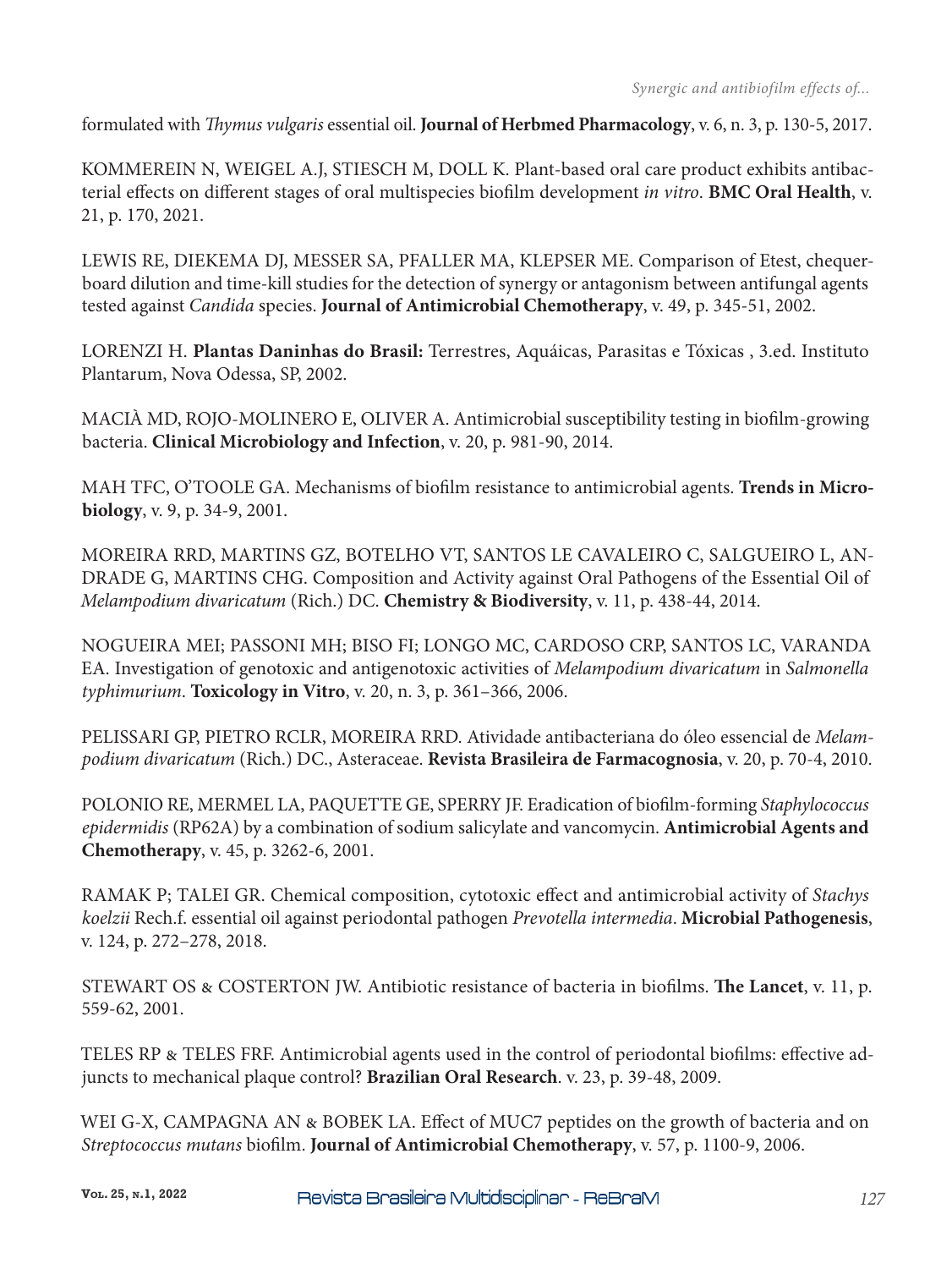formulated with *Thymus vulgaris* essential oil. **Journal of Herbmed Pharmacology**, v. 6, n. 3, p. 130-5, 2017.

KOMMEREIN N, WEIGEL A.J, STIESCH M, DOLL K. Plant-based oral care product exhibits antibacterial effects on different stages of oral multispecies biofilm development *in vitro*. **BMC Oral Health**, v. 21, p. 170, 2021.

LEWIS RE, DIEKEMA DJ, MESSER SA, PFALLER MA, KLEPSER ME. Comparison of Etest, chequerboard dilution and time-kill studies for the detection of synergy or antagonism between antifungal agents tested against *Candida* species. **Journal of Antimicrobial Chemotherapy**, v. 49, p. 345-51, 2002.

LORENZI H. **Plantas Daninhas do Brasil:** Terrestres, Aquáicas, Parasitas e Tóxicas , 3.ed. Instituto Plantarum, Nova Odessa, SP, 2002.

MACIÀ MD, ROJO-MOLINERO E, OLIVER A. Antimicrobial susceptibility testing in biofilm-growing bacteria. **Clinical Microbiology and Infection**, v. 20, p. 981-90, 2014.

MAH TFC, O'TOOLE GA. Mechanisms of biofilm resistance to antimicrobial agents. **Trends in Microbiology**, v. 9, p. 34-9, 2001.

MOREIRA RRD, MARTINS GZ, BOTELHO VT, SANTOS LE CAVALEIRO C, SALGUEIRO L, ANDRADE G, MARTINS CHG. Composition and Activity against Oral Pathogens of the Essential Oil of *Melampodium divaricatum* (Rich.) DC. **Chemistry & Biodiversity**, v. 11, p. 438-44, 2014.

NOGUEIRA MEI; PASSONI MH; BISO FI; LONGO MC, CARDOSO CRP, SANTOS LC, VARANDA EA. Investigation of genotoxic and antigenotoxic activities of *Melampodium divaricatum* in *Salmonella typhimurium*. **Toxicology in Vitro**, v. 20, n. 3, p. 361–366, 2006.

PELISSARI GP, PIETRO RCLR, MOREIRA RRD. Atividade antibacteriana do óleo essencial de *Melampodium divaricatum* (Rich.) DC., Asteraceae. **Revista Brasileira de Farmacognosia**, v. 20, p. 70-4, 2010.

POLONIO RE, MERMEL LA, PAQUETTE GE, SPERRY JF. Eradication of biofilm-forming *Staphylococcus epidermidis* (RP62A) by a combination of sodium salicylate and vancomycin. **Antimicrobial Agents and Chemotherapy**, v. 45, p. 3262-6, 2001.

RAMAK P; TALEI GR. Chemical composition, cytotoxic effect and antimicrobial activity of *Stachys koelzii* Rech.f. essential oil against periodontal pathogen *Prevotella intermedia*. **Microbial Pathogenesis**, v. 124, p. 272–278, 2018.

STEWART OS & COSTERTON JW. Antibiotic resistance of bacteria in biofilms. **The Lancet**, v. 11, p. 559-62, 2001.

TELES RP & TELES FRF. Antimicrobial agents used in the control of periodontal biofilms: effective adjuncts to mechanical plaque control? **Brazilian Oral Research**. v. 23, p. 39-48, 2009.

WEI G-X, CAMPAGNA AN & BOBEK LA. Effect of MUC7 peptides on the growth of bacteria and on *Streptococcus mutans* biofilm. **Journal of Antimicrobial Chemotherapy**, v. 57, p. 1100-9, 2006.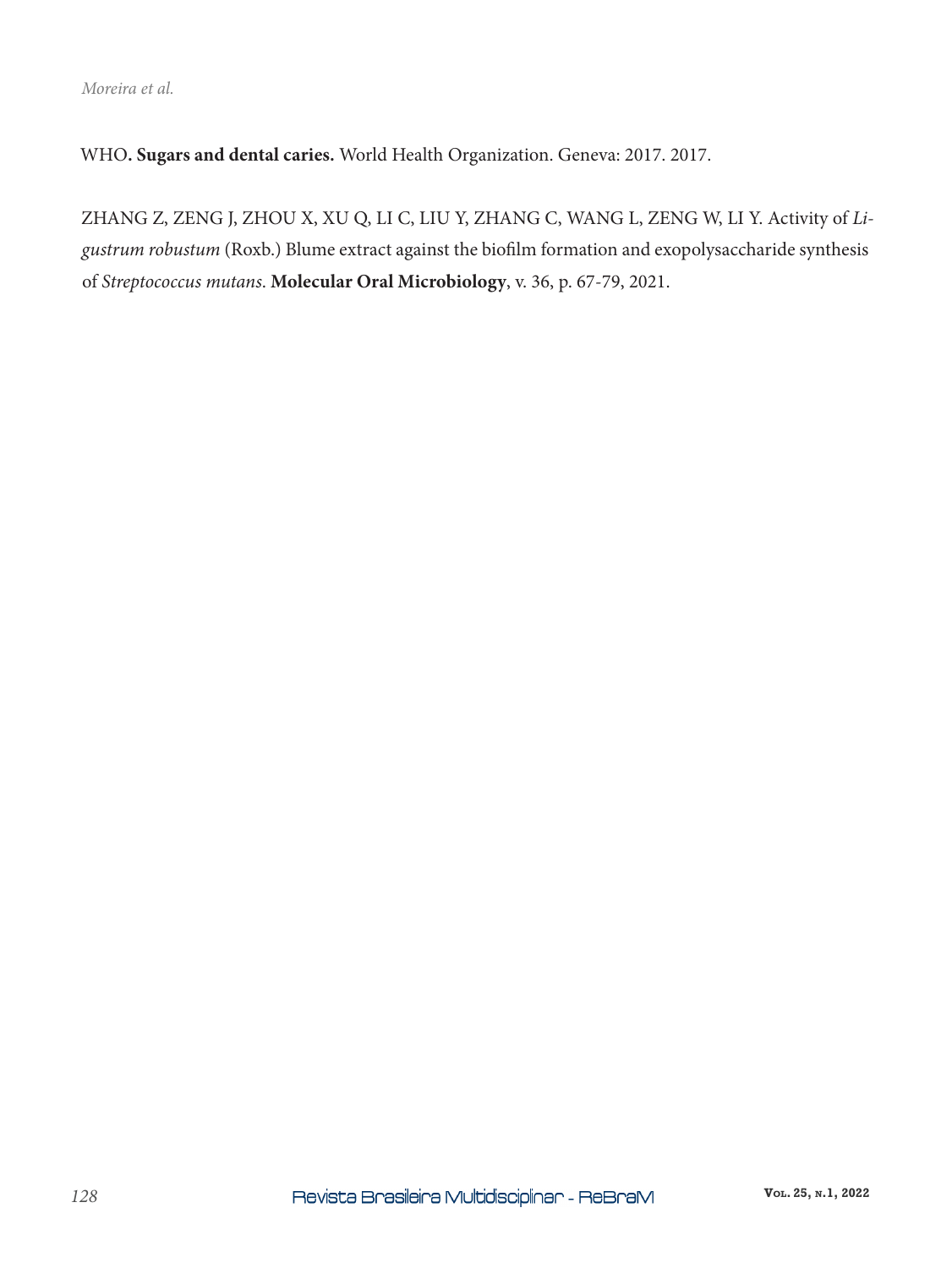WHO**. Sugars and dental caries.** World Health Organization. Geneva: 2017. 2017.

ZHANG Z, ZENG J, ZHOU X, XU Q, LI C, LIU Y, ZHANG C, WANG L, ZENG W, LI Y. Activity of *Ligustrum robustum* (Roxb.) Blume extract against the biofilm formation and exopolysaccharide synthesis of *Streptococcus mutans*. **Molecular Oral Microbiology**, v. 36, p. 67-79, 2021.